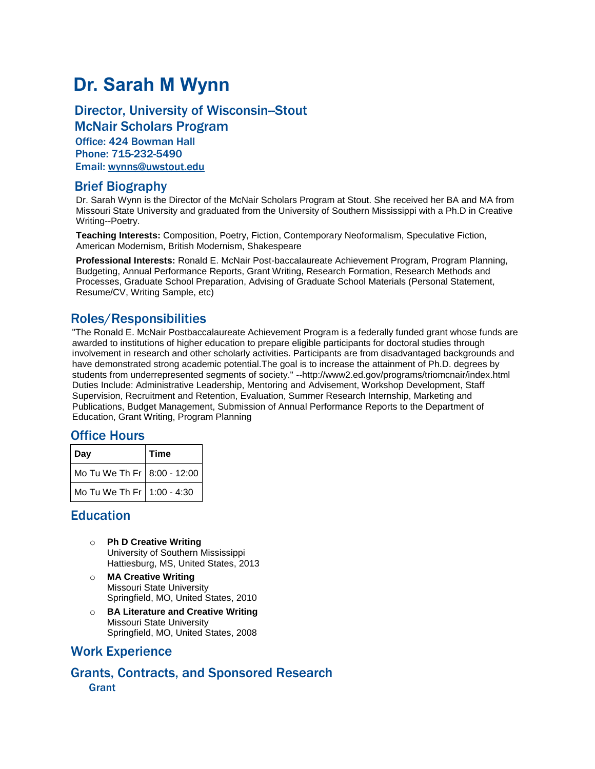# Dr. Sarah M Wynn

## Director, University of Wisconsin–Stout McNair Scholars Program

**Office: 424 Bowman Hall**
**Phone: 715-232-5490**
**Email: wynns@uwstout.edu**

## Brief Biography

Dr. Sarah Wynn is the Director of the McNair Scholars Program at Stout. She received her BA and MA from Missouri State University and graduated from the University of Southern Mississippi with a Ph.D in Creative Writing--Poetry.

**Teaching Interests:** Composition, Poetry, Fiction, Contemporary Neoformalism, Speculative Fiction, American Modernism, British Modernism, Shakespeare

**Professional Interests:** Ronald E. McNair Post-baccalaureate Achievement Program, Program Planning, Budgeting, Annual Performance Reports, Grant Writing, Research Formation, Research Methods and Processes, Graduate School Preparation, Advising of Graduate School Materials (Personal Statement, Resume/CV, Writing Sample, etc)

## Roles/Responsibilities

"The Ronald E. McNair Postbaccalaureate Achievement Program is a federally funded grant whose funds are awarded to institutions of higher education to prepare eligible participants for doctoral studies through involvement in research and other scholarly activities. Participants are from disadvantaged backgrounds and have demonstrated strong academic potential.The goal is to increase the attainment of Ph.D. degrees by students from underrepresented segments of society." --http://www2.ed.gov/programs/triomcnair/index.html
Duties Include: Administrative Leadership, Mentoring and Advisement, Workshop Development, Staff Supervision, Recruitment and Retention, Evaluation, Summer Research Internship, Marketing and Publications, Budget Management, Submission of Annual Performance Reports to the Department of Education, Grant Writing, Program Planning

## Office Hours

| Day | Time |
|---|---|
| Mo Tu We Th Fr | 8:00 - 12:00 |
| Mo Tu We Th Fr | 1:00 - 4:30 |

## Education

- **Ph D Creative Writing**
  University of Southern Mississippi
  Hattiesburg, MS, United States, 2013
- **MA Creative Writing**
  Missouri State University
  Springfield, MO, United States, 2010
- **BA Literature and Creative Writing**
  Missouri State University
  Springfield, MO, United States, 2008

## Work Experience

## Grants, Contracts, and Sponsored Research

### Grant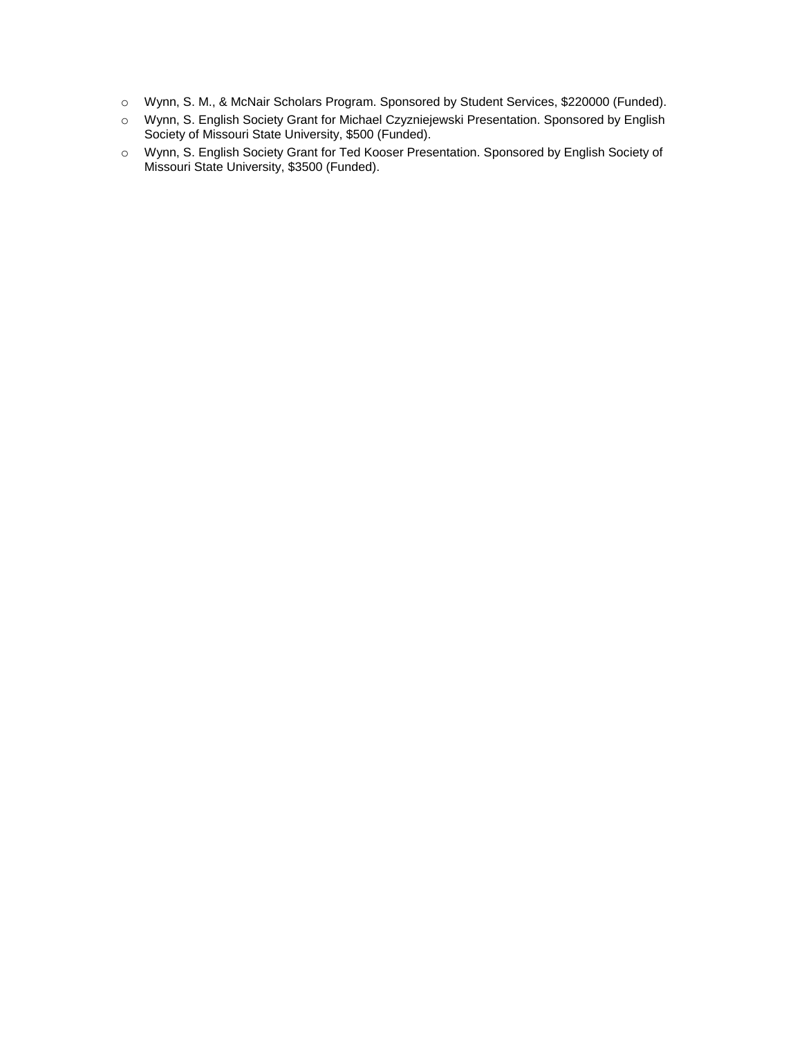- Wynn, S. M., & McNair Scholars Program. Sponsored by Student Services, $220000 (Funded).
- Wynn, S. English Society Grant for Michael Czyzniejewski Presentation. Sponsored by English Society of Missouri State University, $500 (Funded).
- Wynn, S. English Society Grant for Ted Kooser Presentation. Sponsored by English Society of Missouri State University, $3500 (Funded).